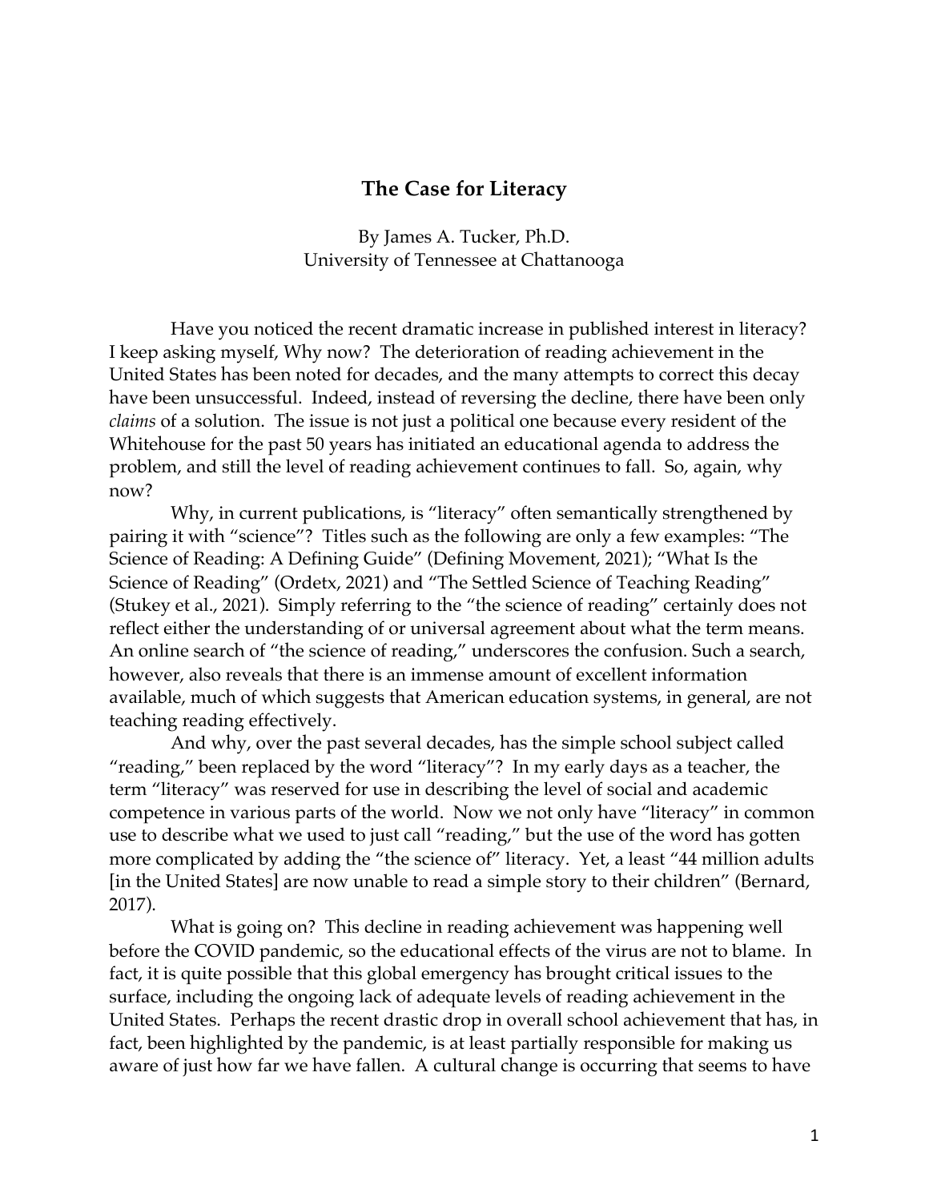# The Case for Literacy

By James A. Tucker, Ph.D.
University of Tennessee at Chattanooga

Have you noticed the recent dramatic increase in published interest in literacy? I keep asking myself, Why now? The deterioration of reading achievement in the United States has been noted for decades, and the many attempts to correct this decay have been unsuccessful. Indeed, instead of reversing the decline, there have been only *claims* of a solution. The issue is not just a political one because every resident of the Whitehouse for the past 50 years has initiated an educational agenda to address the problem, and still the level of reading achievement continues to fall. So, again, why now?

Why, in current publications, is "literacy" often semantically strengthened by pairing it with "science"? Titles such as the following are only a few examples: "The Science of Reading: A Defining Guide" (Defining Movement, 2021); "What Is the Science of Reading" (Ordetx, 2021) and "The Settled Science of Teaching Reading" (Stukey et al., 2021). Simply referring to the "the science of reading" certainly does not reflect either the understanding of or universal agreement about what the term means. An online search of "the science of reading," underscores the confusion. Such a search, however, also reveals that there is an immense amount of excellent information available, much of which suggests that American education systems, in general, are not teaching reading effectively.

And why, over the past several decades, has the simple school subject called "reading," been replaced by the word "literacy"? In my early days as a teacher, the term "literacy" was reserved for use in describing the level of social and academic competence in various parts of the world. Now we not only have "literacy" in common use to describe what we used to just call "reading," but the use of the word has gotten more complicated by adding the "the science of" literacy. Yet, a least "44 million adults [in the United States] are now unable to read a simple story to their children" (Bernard, 2017).

What is going on? This decline in reading achievement was happening well before the COVID pandemic, so the educational effects of the virus are not to blame. In fact, it is quite possible that this global emergency has brought critical issues to the surface, including the ongoing lack of adequate levels of reading achievement in the United States. Perhaps the recent drastic drop in overall school achievement that has, in fact, been highlighted by the pandemic, is at least partially responsible for making us aware of just how far we have fallen. A cultural change is occurring that seems to have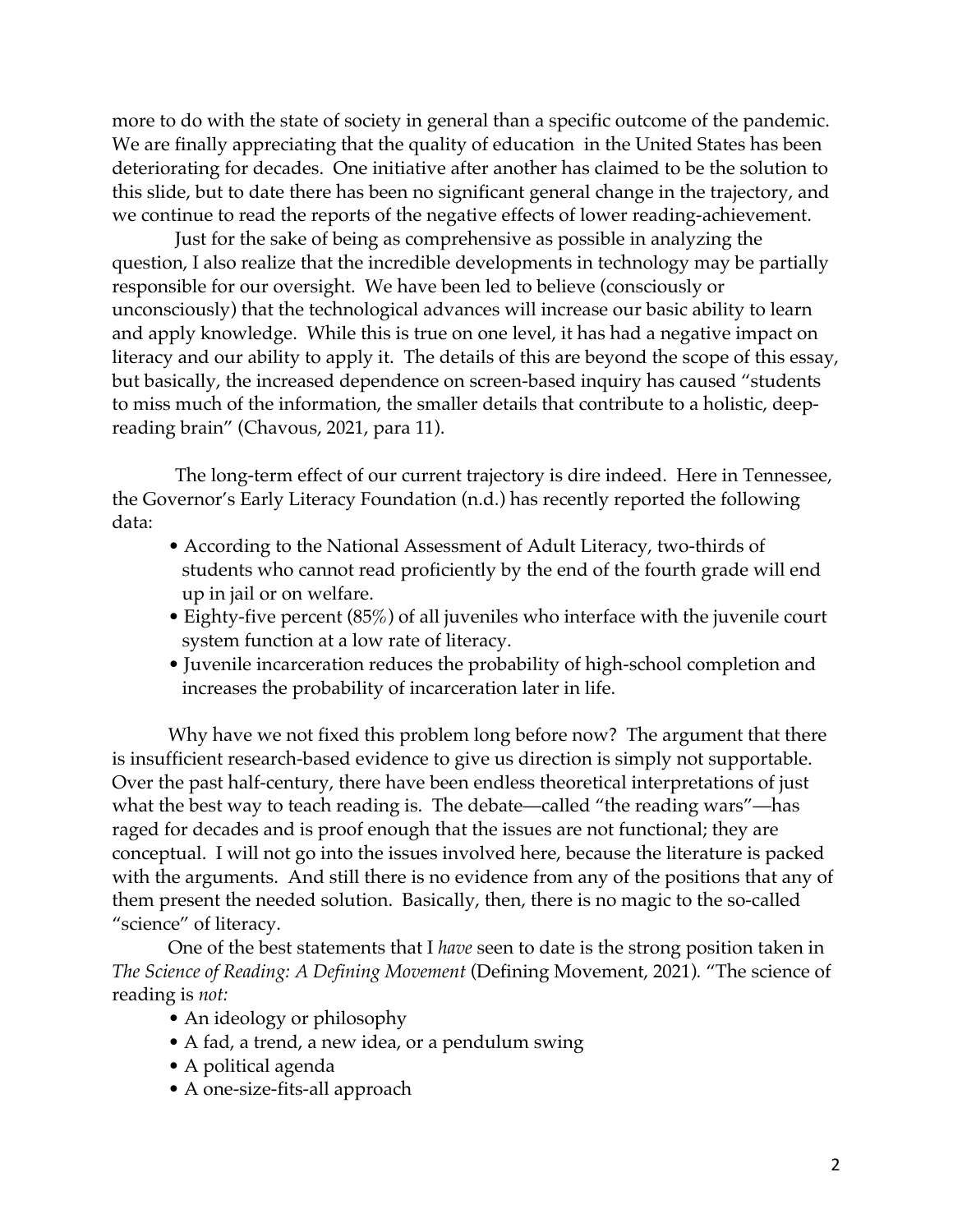more to do with the state of society in general than a specific outcome of the pandemic. We are finally appreciating that the quality of education in the United States has been deteriorating for decades. One initiative after another has claimed to be the solution to this slide, but to date there has been no significant general change in the trajectory, and we continue to read the reports of the negative effects of lower reading-achievement.

Just for the sake of being as comprehensive as possible in analyzing the question, I also realize that the incredible developments in technology may be partially responsible for our oversight. We have been led to believe (consciously or unconsciously) that the technological advances will increase our basic ability to learn and apply knowledge. While this is true on one level, it has had a negative impact on literacy and our ability to apply it. The details of this are beyond the scope of this essay, but basically, the increased dependence on screen-based inquiry has caused "students to miss much of the information, the smaller details that contribute to a holistic, deep-reading brain" (Chavous, 2021, para 11).

The long-term effect of our current trajectory is dire indeed. Here in Tennessee, the Governor's Early Literacy Foundation (n.d.) has recently reported the following data:

- According to the National Assessment of Adult Literacy, two-thirds of students who cannot read proficiently by the end of the fourth grade will end up in jail or on welfare.
- Eighty-five percent (85%) of all juveniles who interface with the juvenile court system function at a low rate of literacy.
- Juvenile incarceration reduces the probability of high-school completion and increases the probability of incarceration later in life.

Why have we not fixed this problem long before now? The argument that there is insufficient research-based evidence to give us direction is simply not supportable. Over the past half-century, there have been endless theoretical interpretations of just what the best way to teach reading is. The debate—called "the reading wars"—has raged for decades and is proof enough that the issues are not functional; they are conceptual. I will not go into the issues involved here, because the literature is packed with the arguments. And still there is no evidence from any of the positions that any of them present the needed solution. Basically, then, there is no magic to the so-called "science" of literacy.

One of the best statements that I *have* seen to date is the strong position taken in *The Science of Reading: A Defining Movement* (Defining Movement, 2021). "The science of reading is *not:*

- An ideology or philosophy
- A fad, a trend, a new idea, or a pendulum swing
- A political agenda
- A one-size-fits-all approach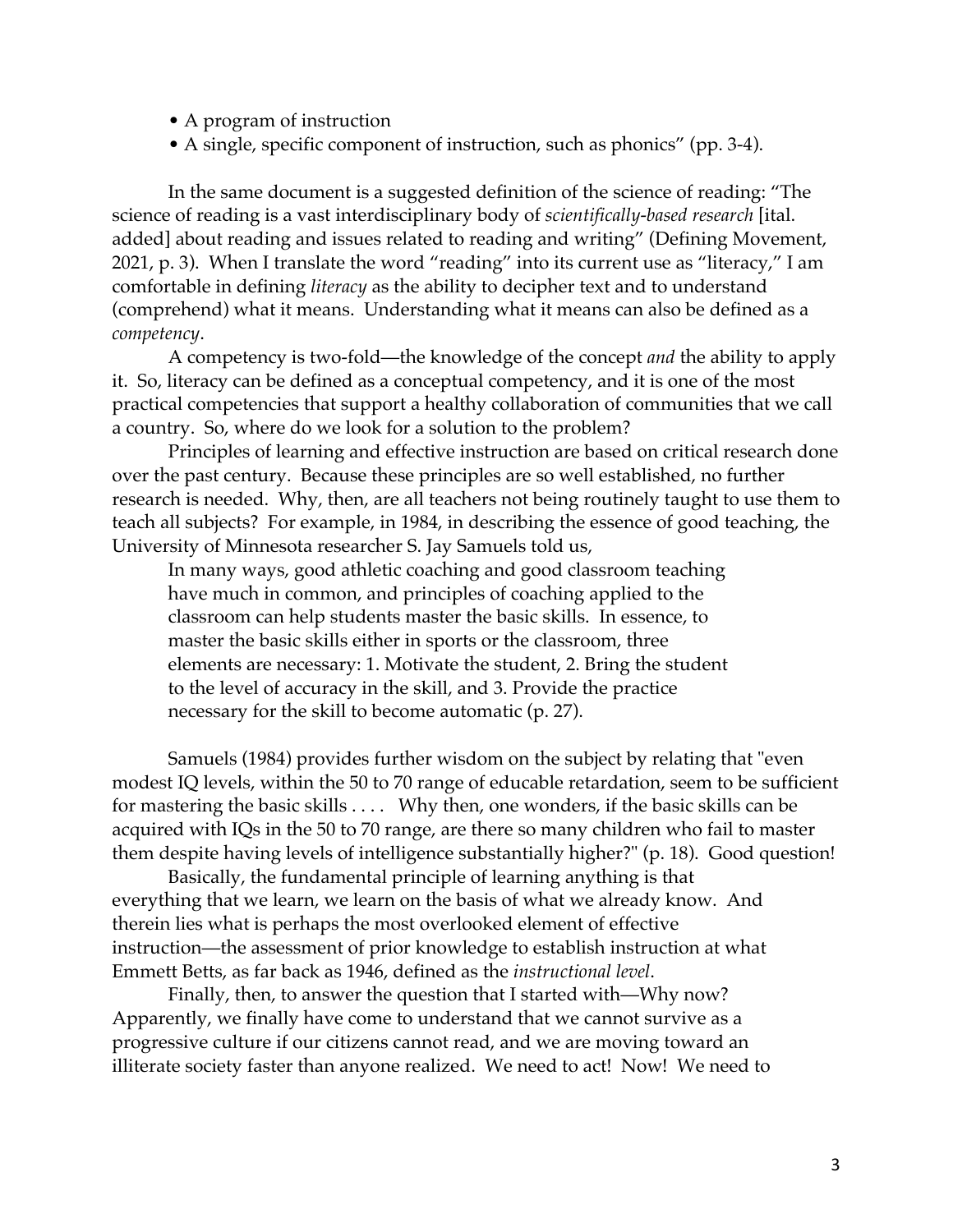- A program of instruction
- A single, specific component of instruction, such as phonics" (pp. 3-4).

In the same document is a suggested definition of the science of reading: "The science of reading is a vast interdisciplinary body of *scientifically-based research* [ital. added] about reading and issues related to reading and writing" (Defining Movement, 2021, p. 3). When I translate the word "reading" into its current use as "literacy," I am comfortable in defining *literacy* as the ability to decipher text and to understand (comprehend) what it means. Understanding what it means can also be defined as a *competency*.

A competency is two-fold—the knowledge of the concept *and* the ability to apply it. So, literacy can be defined as a conceptual competency, and it is one of the most practical competencies that support a healthy collaboration of communities that we call a country. So, where do we look for a solution to the problem?

Principles of learning and effective instruction are based on critical research done over the past century. Because these principles are so well established, no further research is needed. Why, then, are all teachers not being routinely taught to use them to teach all subjects? For example, in 1984, in describing the essence of good teaching, the University of Minnesota researcher S. Jay Samuels told us,

> In many ways, good athletic coaching and good classroom teaching have much in common, and principles of coaching applied to the classroom can help students master the basic skills. In essence, to master the basic skills either in sports or the classroom, three elements are necessary: 1. Motivate the student, 2. Bring the student to the level of accuracy in the skill, and 3. Provide the practice necessary for the skill to become automatic (p. 27).

Samuels (1984) provides further wisdom on the subject by relating that "even modest IQ levels, within the 50 to 70 range of educable retardation, seem to be sufficient for mastering the basic skills . . . . Why then, one wonders, if the basic skills can be acquired with IQs in the 50 to 70 range, are there so many children who fail to master them despite having levels of intelligence substantially higher?" (p. 18). Good question!

Basically, the fundamental principle of learning anything is that everything that we learn, we learn on the basis of what we already know. And therein lies what is perhaps the most overlooked element of effective instruction—the assessment of prior knowledge to establish instruction at what Emmett Betts, as far back as 1946, defined as the *instructional level*.

Finally, then, to answer the question that I started with—Why now? Apparently, we finally have come to understand that we cannot survive as a progressive culture if our citizens cannot read, and we are moving toward an illiterate society faster than anyone realized. We need to act! Now! We need to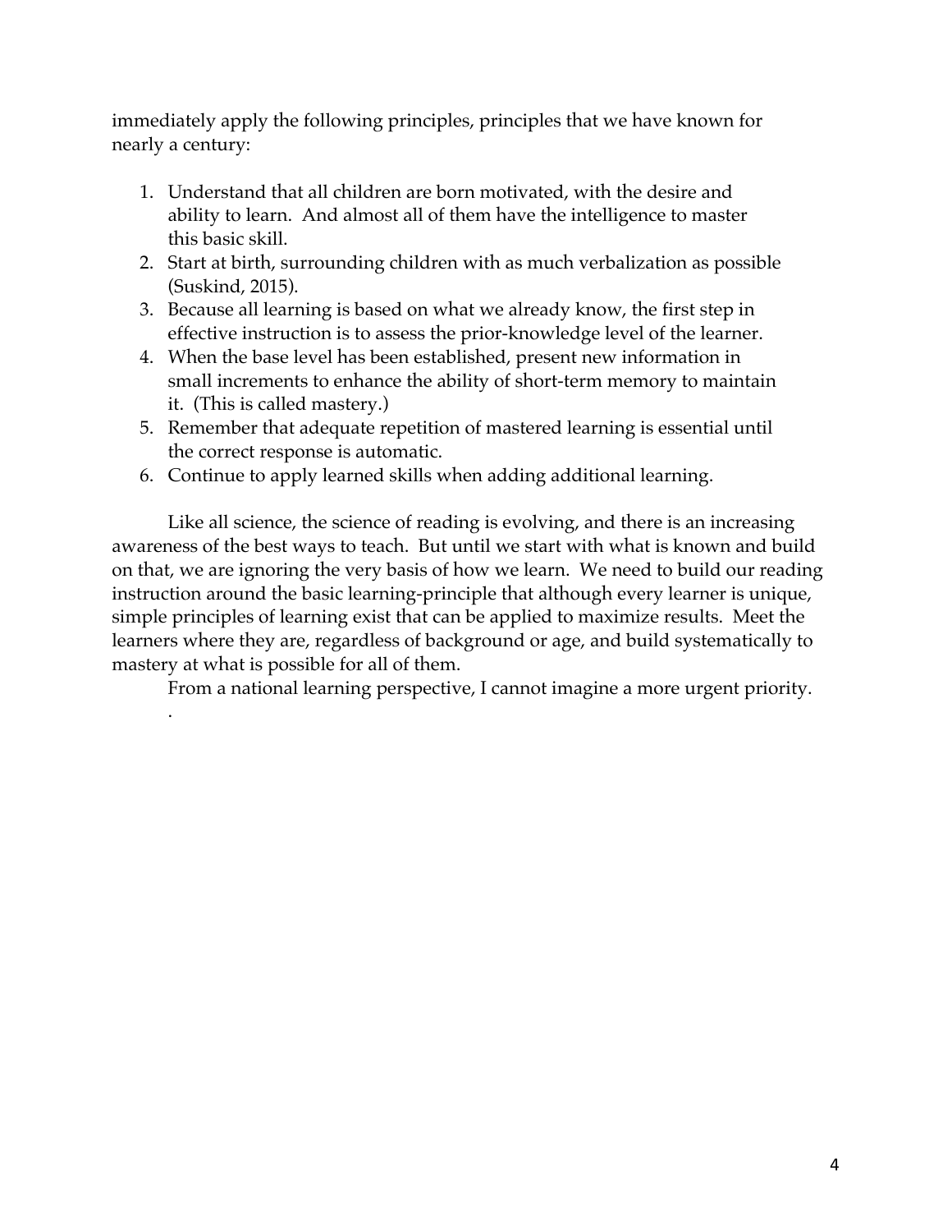immediately apply the following principles, principles that we have known for nearly a century:

1. Understand that all children are born motivated, with the desire and ability to learn. And almost all of them have the intelligence to master this basic skill.
2. Start at birth, surrounding children with as much verbalization as possible (Suskind, 2015).
3. Because all learning is based on what we already know, the first step in effective instruction is to assess the prior-knowledge level of the learner.
4. When the base level has been established, present new information in small increments to enhance the ability of short-term memory to maintain it. (This is called mastery.)
5. Remember that adequate repetition of mastered learning is essential until the correct response is automatic.
6. Continue to apply learned skills when adding additional learning.

Like all science, the science of reading is evolving, and there is an increasing awareness of the best ways to teach. But until we start with what is known and build on that, we are ignoring the very basis of how we learn. We need to build our reading instruction around the basic learning-principle that although every learner is unique, simple principles of learning exist that can be applied to maximize results. Meet the learners where they are, regardless of background or age, and build systematically to mastery at what is possible for all of them.

From a national learning perspective, I cannot imagine a more urgent priority.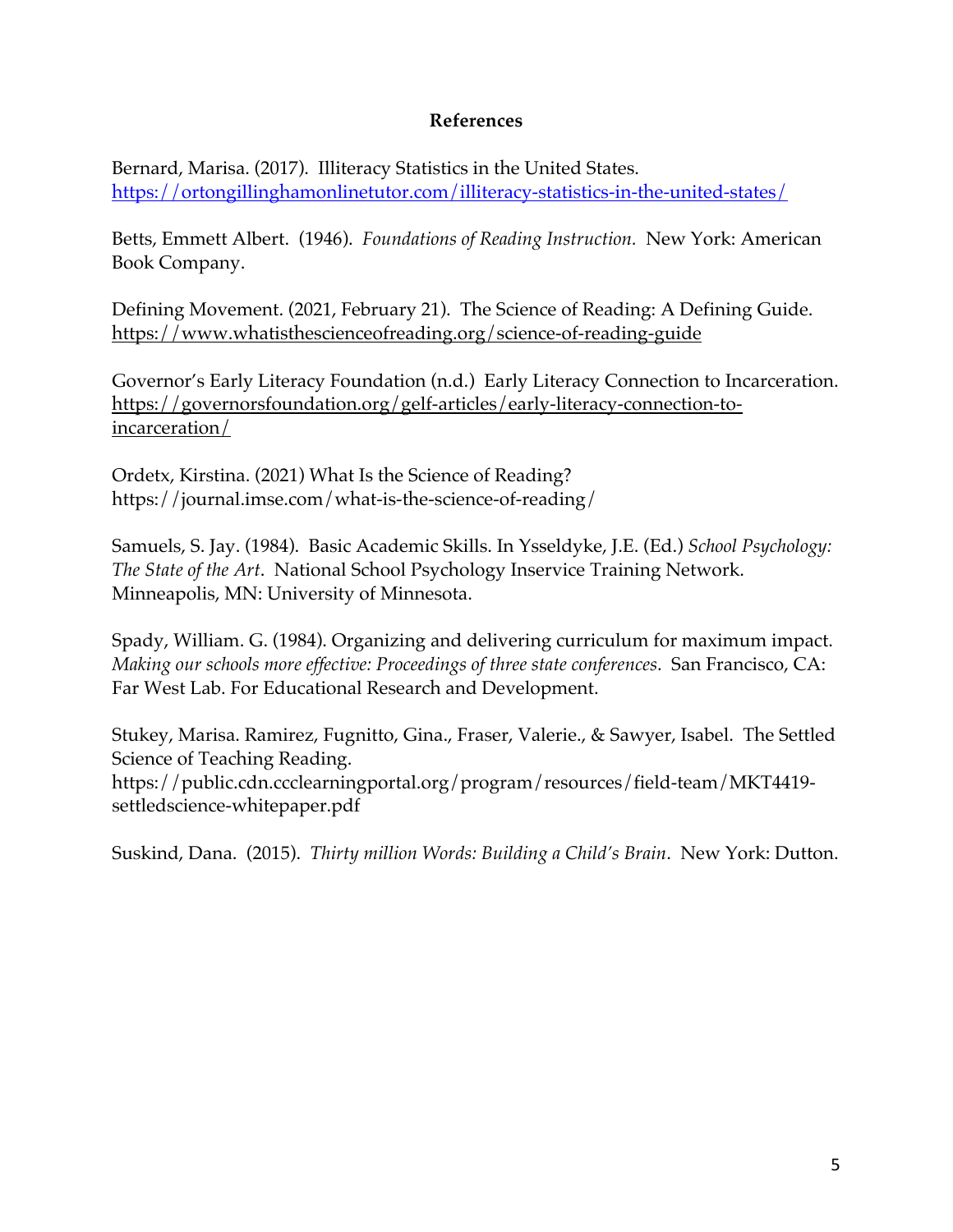**References**

Bernard, Marisa. (2017). Illiteracy Statistics in the United States. https://ortongillinghamonlinetutor.com/illiteracy-statistics-in-the-united-states/

Betts, Emmett Albert. (1946). *Foundations of Reading Instruction.* New York: American Book Company.

Defining Movement. (2021, February 21). The Science of Reading: A Defining Guide. https://www.whatisthescienceofreading.org/science-of-reading-guide

Governor's Early Literacy Foundation (n.d.) Early Literacy Connection to Incarceration. https://governorsfoundation.org/gelf-articles/early-literacy-connection-to-incarceration/

Ordetx, Kirstina. (2021) What Is the Science of Reading? https://journal.imse.com/what-is-the-science-of-reading/

Samuels, S. Jay. (1984). Basic Academic Skills. In Ysseldyke, J.E. (Ed.) *School Psychology: The State of the Art*. National School Psychology Inservice Training Network. Minneapolis, MN: University of Minnesota.

Spady, William. G. (1984). Organizing and delivering curriculum for maximum impact. *Making our schools more effective: Proceedings of three state conferences*. San Francisco, CA: Far West Lab. For Educational Research and Development.

Stukey, Marisa. Ramirez, Fugnitto, Gina., Fraser, Valerie., & Sawyer, Isabel. The Settled Science of Teaching Reading. https://public.cdn.ccclearningportal.org/program/resources/field-team/MKT4419-settledscience-whitepaper.pdf

Suskind, Dana. (2015). *Thirty million Words: Building a Child's Brain*. New York: Dutton.